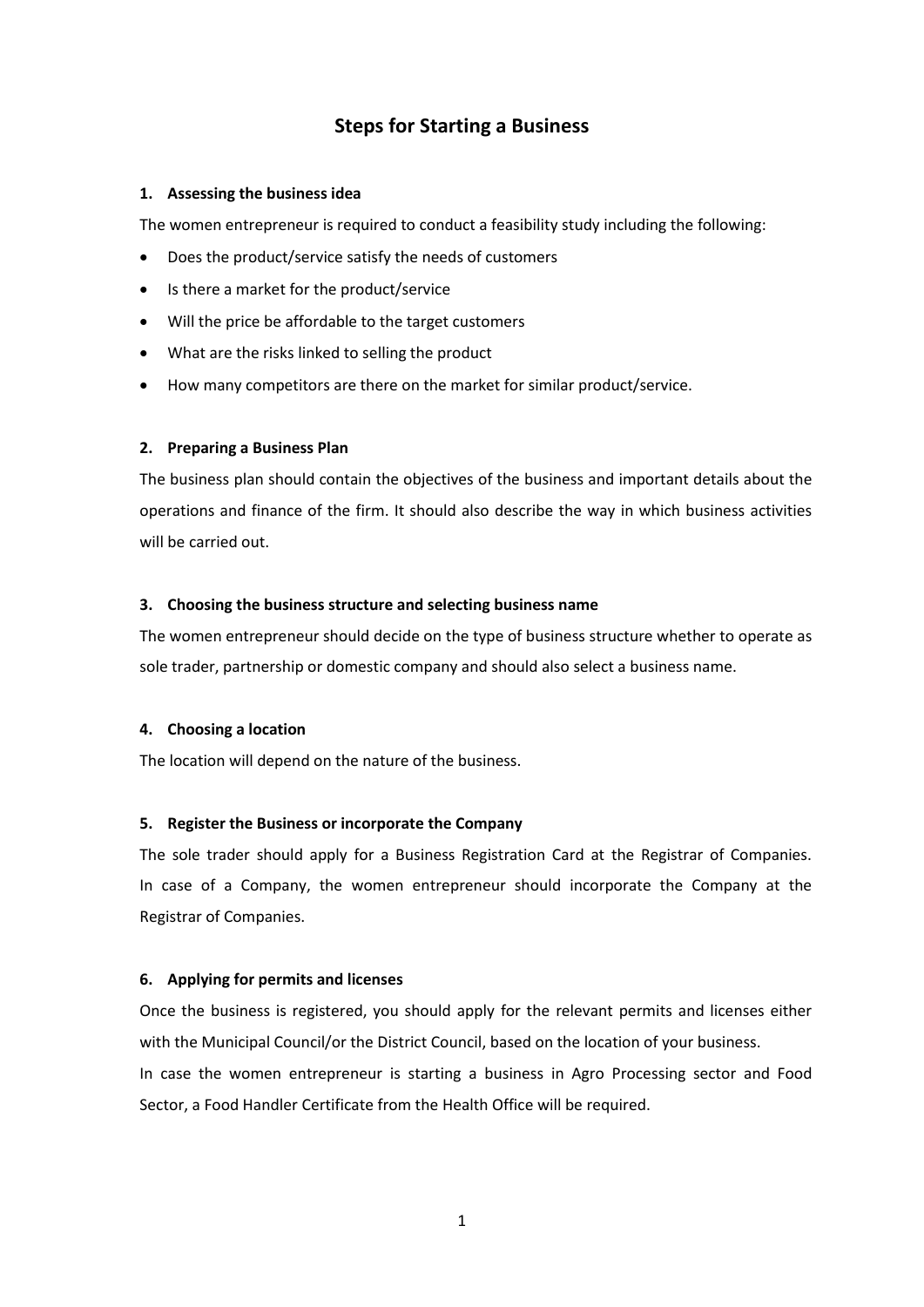# Steps for Starting a Business

### 1. Assessing the business idea

The women entrepreneur is required to conduct a feasibility study including the following:

- Does the product/service satisfy the needs of customers
- Is there a market for the product/service
- Will the price be affordable to the target customers
- What are the risks linked to selling the product
- How many competitors are there on the market for similar product/service.

### 2. Preparing a Business Plan

The business plan should contain the objectives of the business and important details about the operations and finance of the firm. It should also describe the way in which business activities will be carried out.

### 3. Choosing the business structure and selecting business name

The women entrepreneur should decide on the type of business structure whether to operate as sole trader, partnership or domestic company and should also select a business name.

### 4. Choosing a location

The location will depend on the nature of the business.

### 5. Register the Business or incorporate the Company

The sole trader should apply for a Business Registration Card at the Registrar of Companies. In case of a Company, the women entrepreneur should incorporate the Company at the Registrar of Companies.

### 6. Applying for permits and licenses

Once the business is registered, you should apply for the relevant permits and licenses either with the Municipal Council/or the District Council, based on the location of your business.

In case the women entrepreneur is starting a business in Agro Processing sector and Food Sector, a Food Handler Certificate from the Health Office will be required.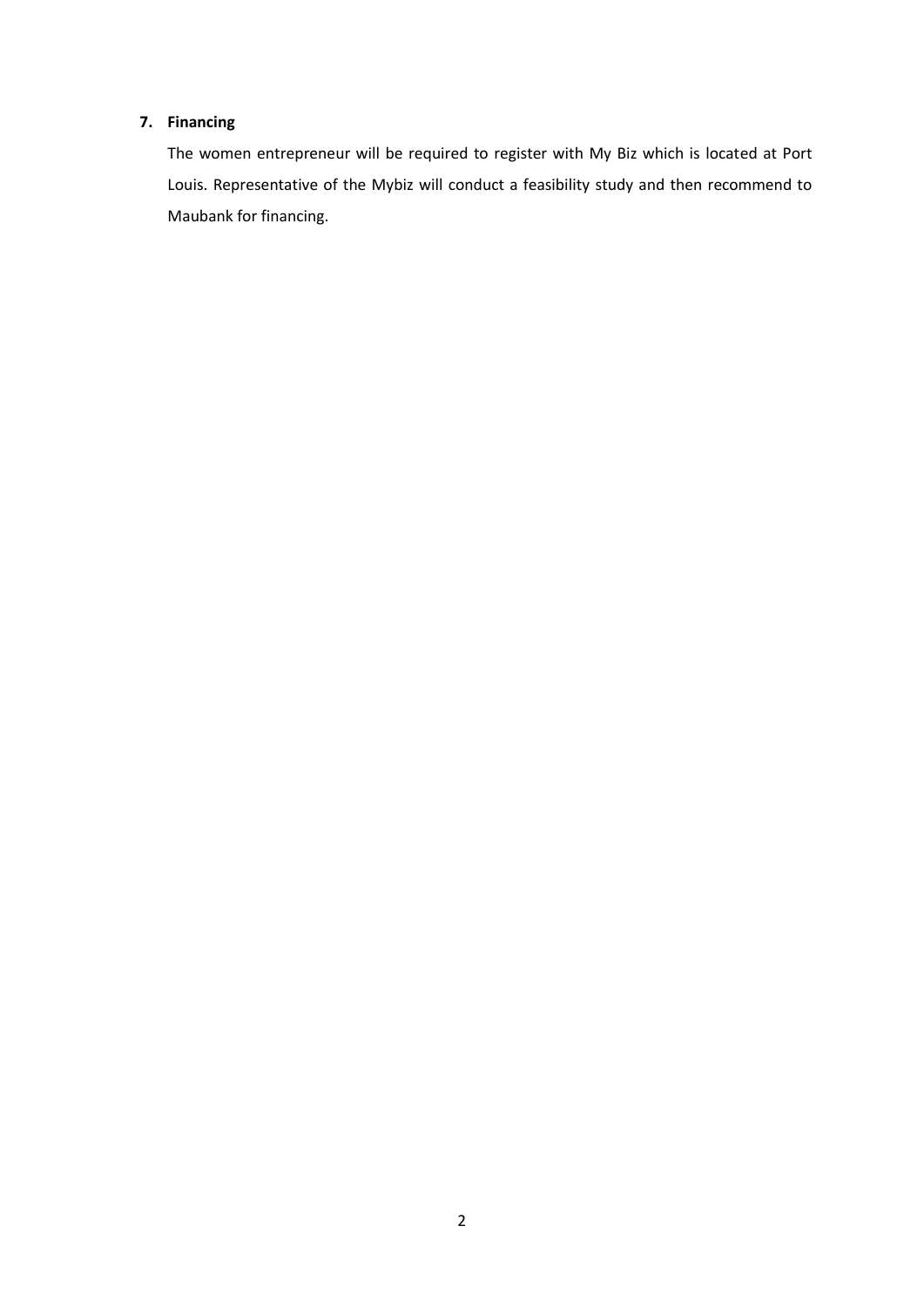## 7. Financing

The women entrepreneur will be required to register with My Biz which is located at Port Louis. Representative of the Mybiz will conduct a feasibility study and then recommend to Maubank for financing.